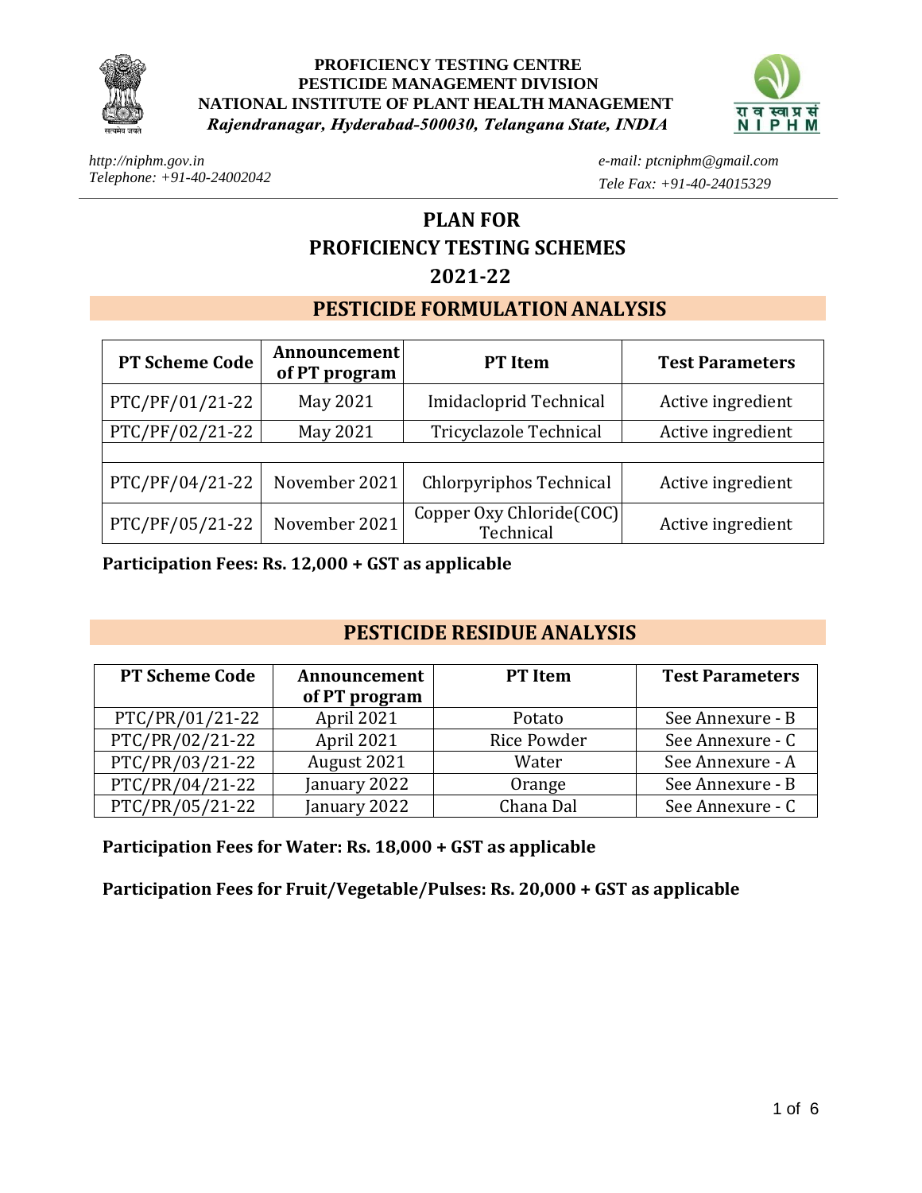**PROFICIENCY TESTING CENTRE**
**PESTICIDE MANAGEMENT DIVISION**
**NATIONAL INSTITUTE OF PLANT HEALTH MANAGEMENT**
***Rajendranagar, Hyderabad-500030, Telangana State, INDIA***

*http://niphm.gov.in*
*Telephone: +91-40-24002042*

*e-mail: ptcniphm@gmail.com*
*Tele Fax: +91-40-24015329*

# PLAN FOR PROFICIENCY TESTING SCHEMES 2021-22

## PESTICIDE FORMULATION ANALYSIS

| PT Scheme Code | Announcement of PT program | PT Item | Test Parameters |
|---|---|---|---|
| PTC/PF/01/21-22 | May 2021 | Imidacloprid Technical | Active ingredient |
| PTC/PF/02/21-22 | May 2021 | Tricyclazole Technical | Active ingredient |
| | | | |
| PTC/PF/04/21-22 | November 2021 | Chlorpyriphos Technical | Active ingredient |
| PTC/PF/05/21-22 | November 2021 | Copper Oxy Chloride(COC) Technical | Active ingredient |

**Participation Fees: Rs. 12,000 + GST as applicable**

## PESTICIDE RESIDUE ANALYSIS

| PT Scheme Code | Announcement of PT program | PT Item | Test Parameters |
|---|---|---|---|
| PTC/PR/01/21-22 | April 2021 | Potato | See Annexure - B |
| PTC/PR/02/21-22 | April 2021 | Rice Powder | See Annexure - C |
| PTC/PR/03/21-22 | August 2021 | Water | See Annexure - A |
| PTC/PR/04/21-22 | January 2022 | Orange | See Annexure - B |
| PTC/PR/05/21-22 | January 2022 | Chana Dal | See Annexure - C |

**Participation Fees for Water: Rs. 18,000 + GST as applicable**

**Participation Fees for Fruit/Vegetable/Pulses: Rs. 20,000 + GST as applicable**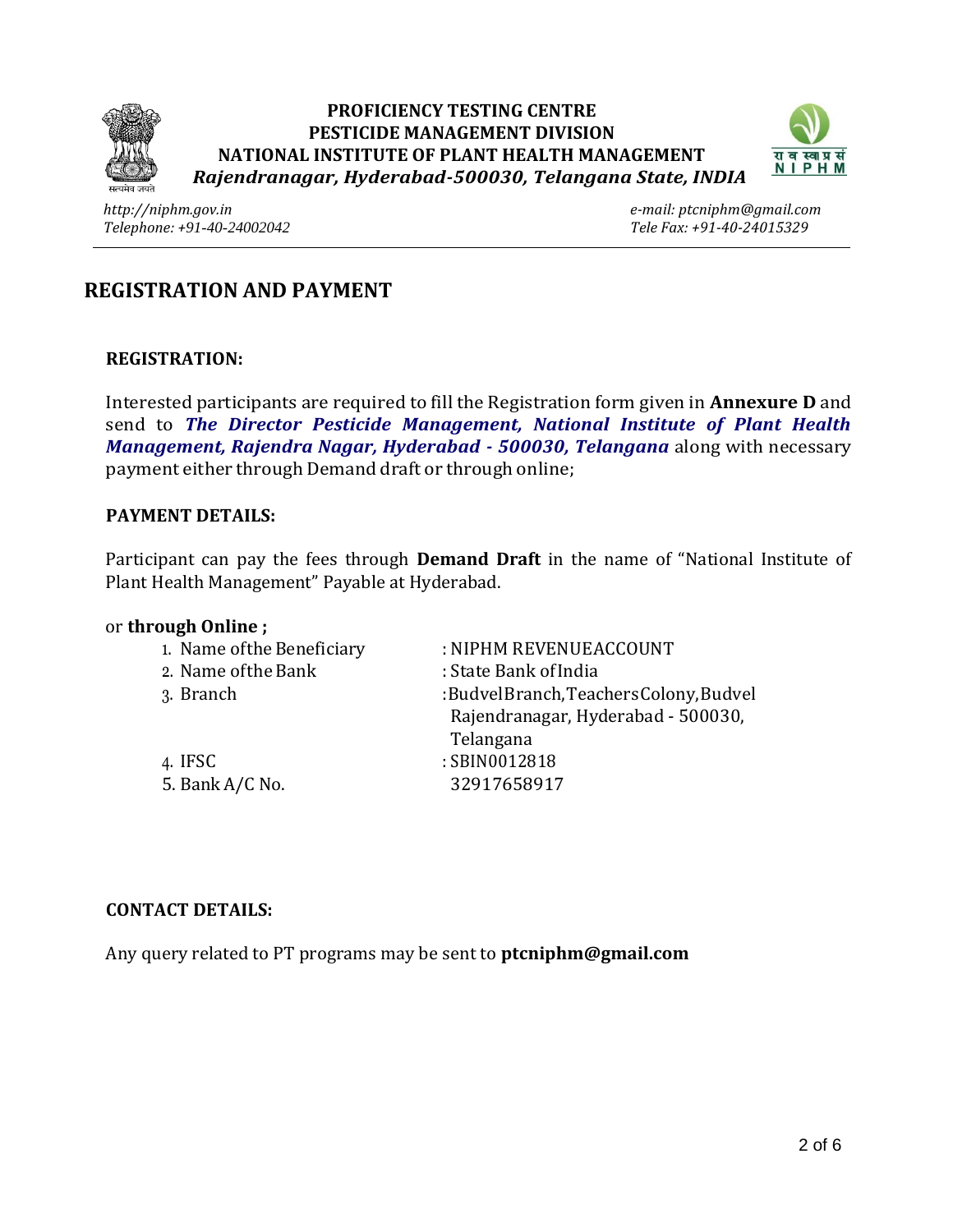**PROFICIENCY TESTING CENTRE**
**PESTICIDE MANAGEMENT DIVISION**
**NATIONAL INSTITUTE OF PLANT HEALTH MANAGEMENT**
***Rajendranagar, Hyderabad-500030, Telangana State, INDIA***

*http://niphm.gov.in* — *e-mail: ptcniphm@gmail.com*
*Telephone: +91-40-24002042* — *Tele Fax: +91-40-24015329*

# REGISTRATION AND PAYMENT

## REGISTRATION:

Interested participants are required to fill the Registration form given in **Annexure D** and send to ***The Director Pesticide Management, National Institute of Plant Health Management, Rajendra Nagar, Hyderabad - 500030, Telangana*** along with necessary payment either through Demand draft or through online;

## PAYMENT DETAILS:

Participant can pay the fees through **Demand Draft** in the name of "National Institute of Plant Health Management" Payable at Hyderabad.

or **through Online ;**

1. Name ofthe Beneficiary : NIPHM REVENUEACCOUNT
2. Name ofthe Bank : State Bank ofIndia
3. Branch :BudvelBranch,TeachersColony,Budvel Rajendranagar, Hyderabad - 500030, Telangana
4. IFSC : SBIN0012818
5. Bank A/C No. 32917658917

## CONTACT DETAILS:

Any query related to PT programs may be sent to **ptcniphm@gmail.com**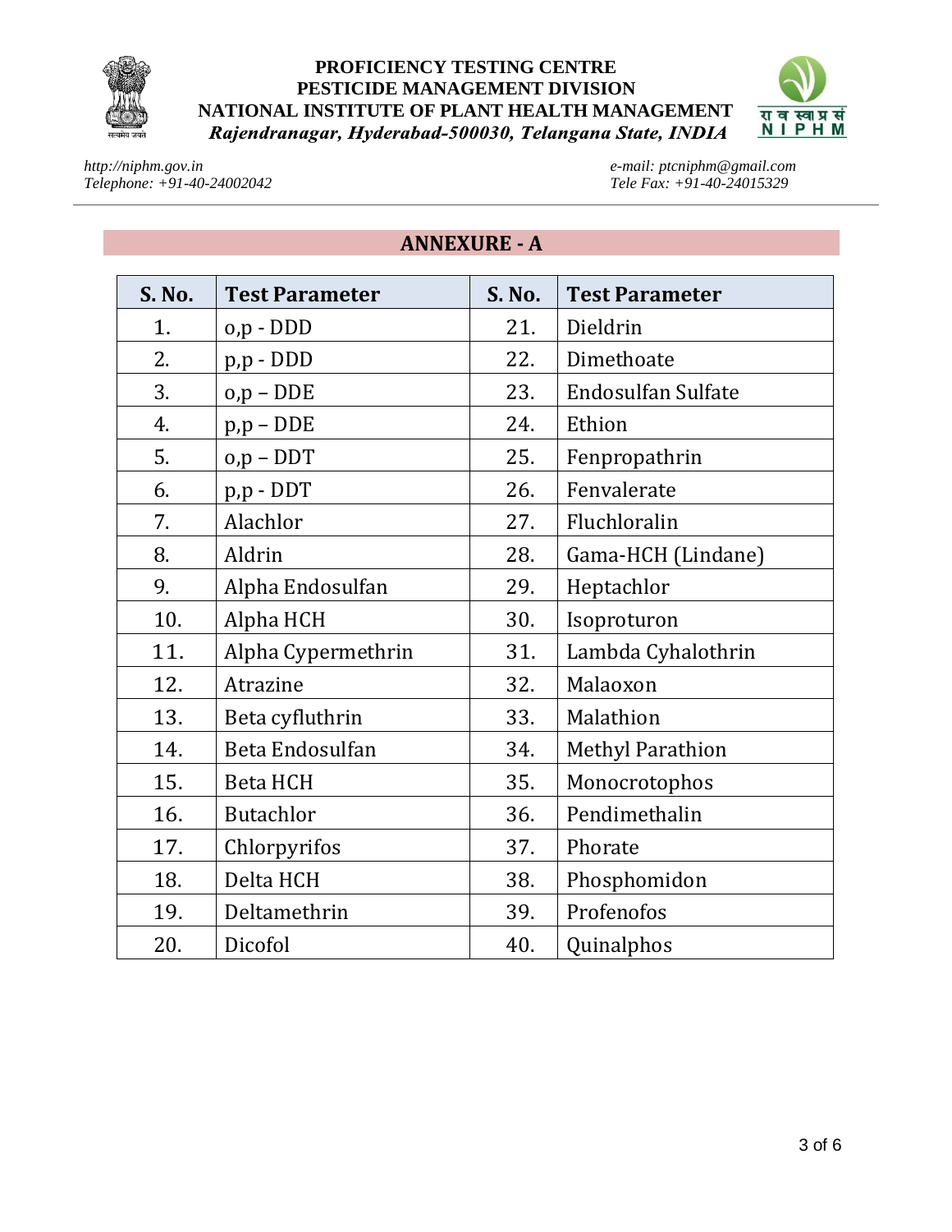PROFICIENCY TESTING CENTRE
PESTICIDE MANAGEMENT DIVISION
NATIONAL INSTITUTE OF PLANT HEALTH MANAGEMENT
*Rajendranagar, Hyderabad-500030, Telangana State, INDIA*

*http://niphm.gov.in*
*Telephone: +91-40-24002042*
*e-mail: ptcniphm@gmail.com*
*Tele Fax: +91-40-24015329*

## ANNEXURE - A

| S. No. | Test Parameter | S. No. | Test Parameter |
|---|---|---|---|
| 1. | o,p - DDD | 21. | Dieldrin |
| 2. | p,p - DDD | 22. | Dimethoate |
| 3. | o,p – DDE | 23. | Endosulfan Sulfate |
| 4. | p,p – DDE | 24. | Ethion |
| 5. | o,p – DDT | 25. | Fenpropathrin |
| 6. | p,p - DDT | 26. | Fenvalerate |
| 7. | Alachlor | 27. | Fluchloralin |
| 8. | Aldrin | 28. | Gama-HCH (Lindane) |
| 9. | Alpha Endosulfan | 29. | Heptachlor |
| 10. | Alpha HCH | 30. | Isoproturon |
| 11. | Alpha Cypermethrin | 31. | Lambda Cyhalothrin |
| 12. | Atrazine | 32. | Malaoxon |
| 13. | Beta cyfluthrin | 33. | Malathion |
| 14. | Beta Endosulfan | 34. | Methyl Parathion |
| 15. | Beta HCH | 35. | Monocrotophos |
| 16. | Butachlor | 36. | Pendimethalin |
| 17. | Chlorpyrifos | 37. | Phorate |
| 18. | Delta HCH | 38. | Phosphomidon |
| 19. | Deltamethrin | 39. | Profenofos |
| 20. | Dicofol | 40. | Quinalphos |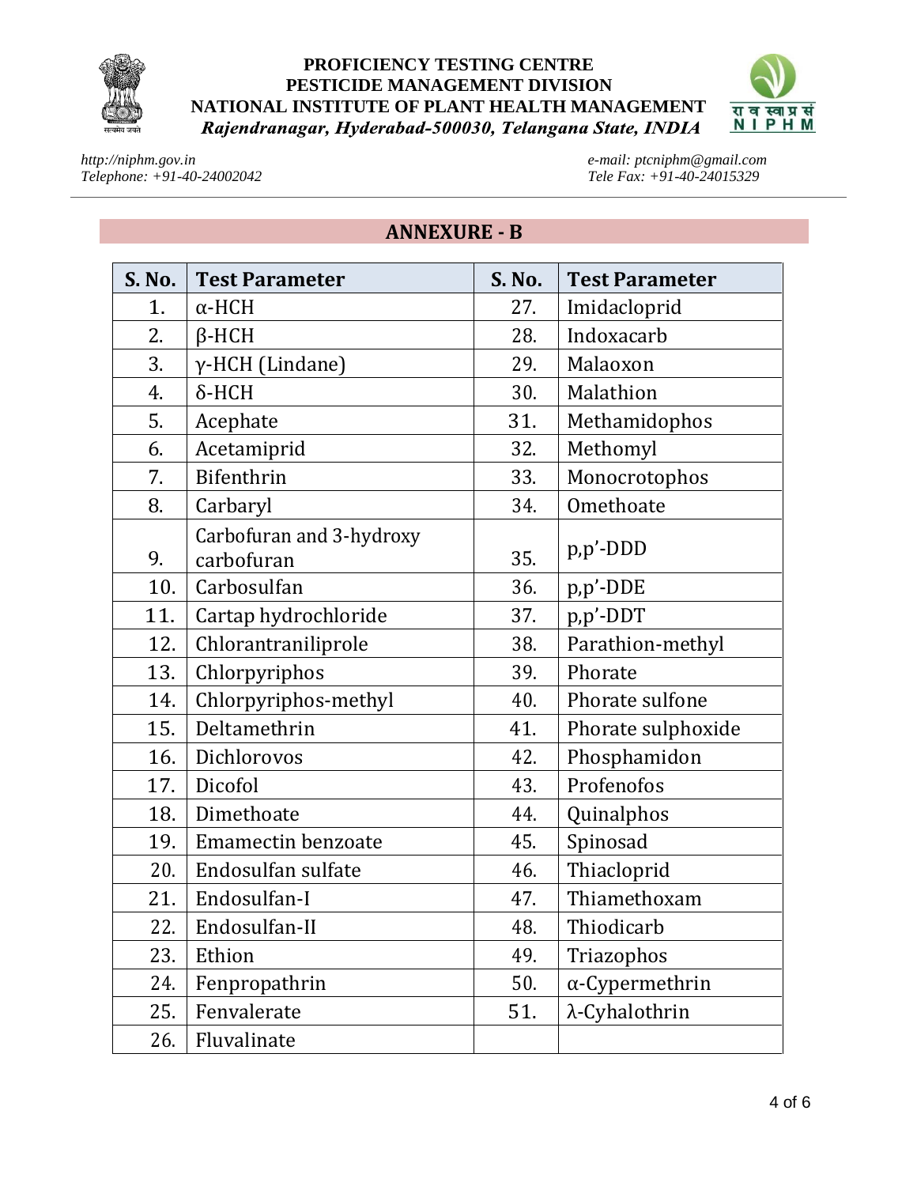## ANNEXURE - B

| S. No. | Test Parameter | S. No. | Test Parameter |
|---|---|---|---|
| 1. | α-HCH | 27. | Imidacloprid |
| 2. | β-HCH | 28. | Indoxacarb |
| 3. | γ-HCH (Lindane) | 29. | Malaoxon |
| 4. | δ-HCH | 30. | Malathion |
| 5. | Acephate | 31. | Methamidophos |
| 6. | Acetamiprid | 32. | Methomyl |
| 7. | Bifenthrin | 33. | Monocrotophos |
| 8. | Carbaryl | 34. | Omethoate |
| 9. | Carbofuran and 3-hydroxy carbofuran | 35. | p,p'-DDD |
| 10. | Carbosulfan | 36. | p,p'-DDE |
| 11. | Cartap hydrochloride | 37. | p,p'-DDT |
| 12. | Chlorantraniliprole | 38. | Parathion-methyl |
| 13. | Chlorpyriphos | 39. | Phorate |
| 14. | Chlorpyriphos-methyl | 40. | Phorate sulfone |
| 15. | Deltamethrin | 41. | Phorate sulphoxide |
| 16. | Dichlorovos | 42. | Phosphamidon |
| 17. | Dicofol | 43. | Profenofos |
| 18. | Dimethoate | 44. | Quinalphos |
| 19. | Emamectin benzoate | 45. | Spinosad |
| 20. | Endosulfan sulfate | 46. | Thiacloprid |
| 21. | Endosulfan-I | 47. | Thiamethoxam |
| 22. | Endosulfan-II | 48. | Thiodicarb |
| 23. | Ethion | 49. | Triazophos |
| 24. | Fenpropathrin | 50. | α-Cypermethrin |
| 25. | Fenvalerate | 51. | λ-Cyhalothrin |
| 26. | Fluvalinate | | |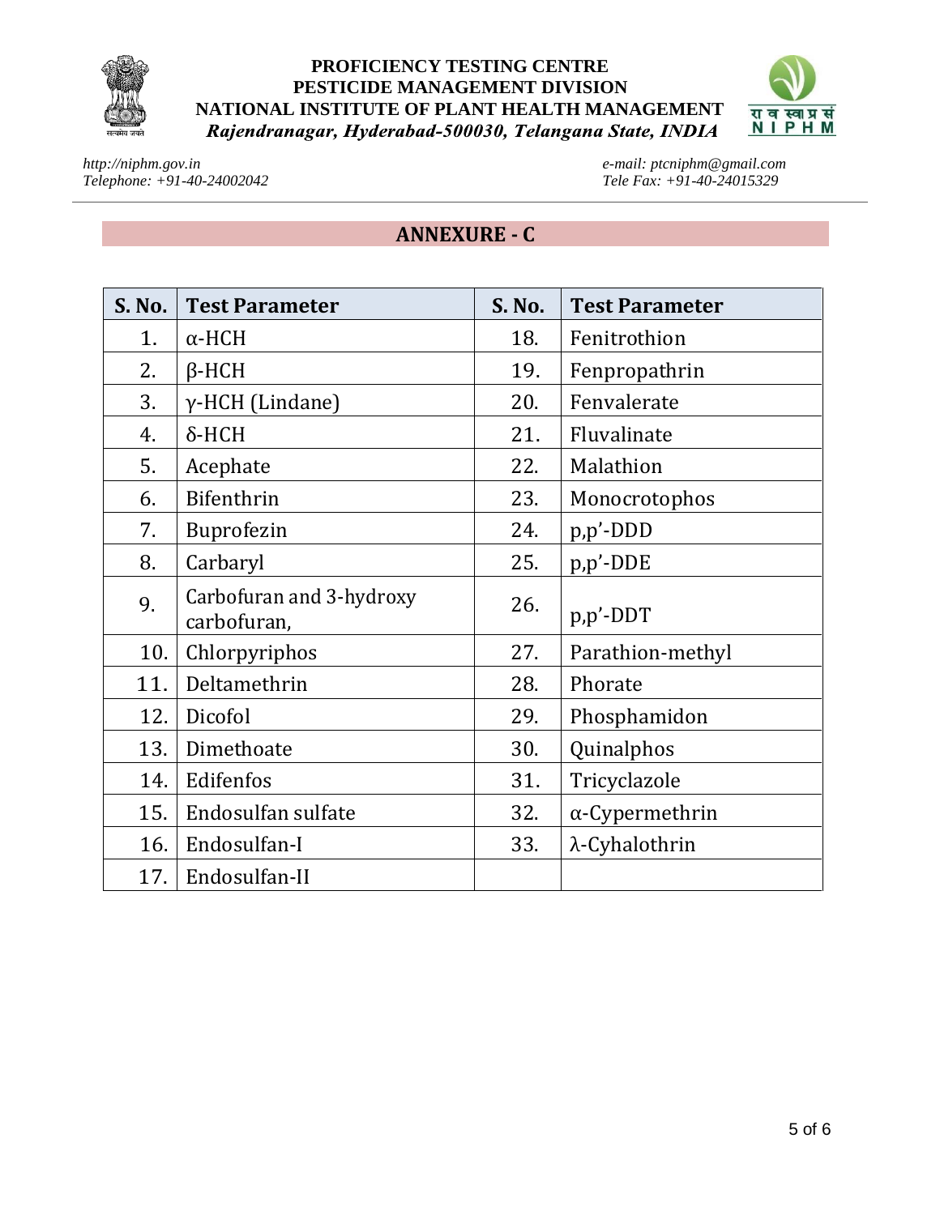# PROFICIENCY TESTING CENTRE
# PESTICIDE MANAGEMENT DIVISION
# NATIONAL INSTITUTE OF PLANT HEALTH MANAGEMENT
***Rajendranagar, Hyderabad-500030, Telangana State, INDIA***

*http://niphm.gov.in*
*Telephone: +91-40-24002042*

*e-mail: ptcniphm@gmail.com*
*Tele Fax: +91-40-24015329*

## ANNEXURE - C

| S. No. | Test Parameter | S. No. | Test Parameter |
|---|---|---|---|
| 1. | α-HCH | 18. | Fenitrothion |
| 2. | β-HCH | 19. | Fenpropathrin |
| 3. | γ-HCH (Lindane) | 20. | Fenvalerate |
| 4. | δ-HCH | 21. | Fluvalinate |
| 5. | Acephate | 22. | Malathion |
| 6. | Bifenthrin | 23. | Monocrotophos |
| 7. | Buprofezin | 24. | p,p'-DDD |
| 8. | Carbaryl | 25. | p,p'-DDE |
| 9. | Carbofuran and 3-hydroxy carbofuran, | 26. | p,p'-DDT |
| 10. | Chlorpyriphos | 27. | Parathion-methyl |
| 11. | Deltamethrin | 28. | Phorate |
| 12. | Dicofol | 29. | Phosphamidon |
| 13. | Dimethoate | 30. | Quinalphos |
| 14. | Edifenfos | 31. | Tricyclazole |
| 15. | Endosulfan sulfate | 32. | α-Cypermethrin |
| 16. | Endosulfan-I | 33. | λ-Cyhalothrin |
| 17. | Endosulfan-II | | |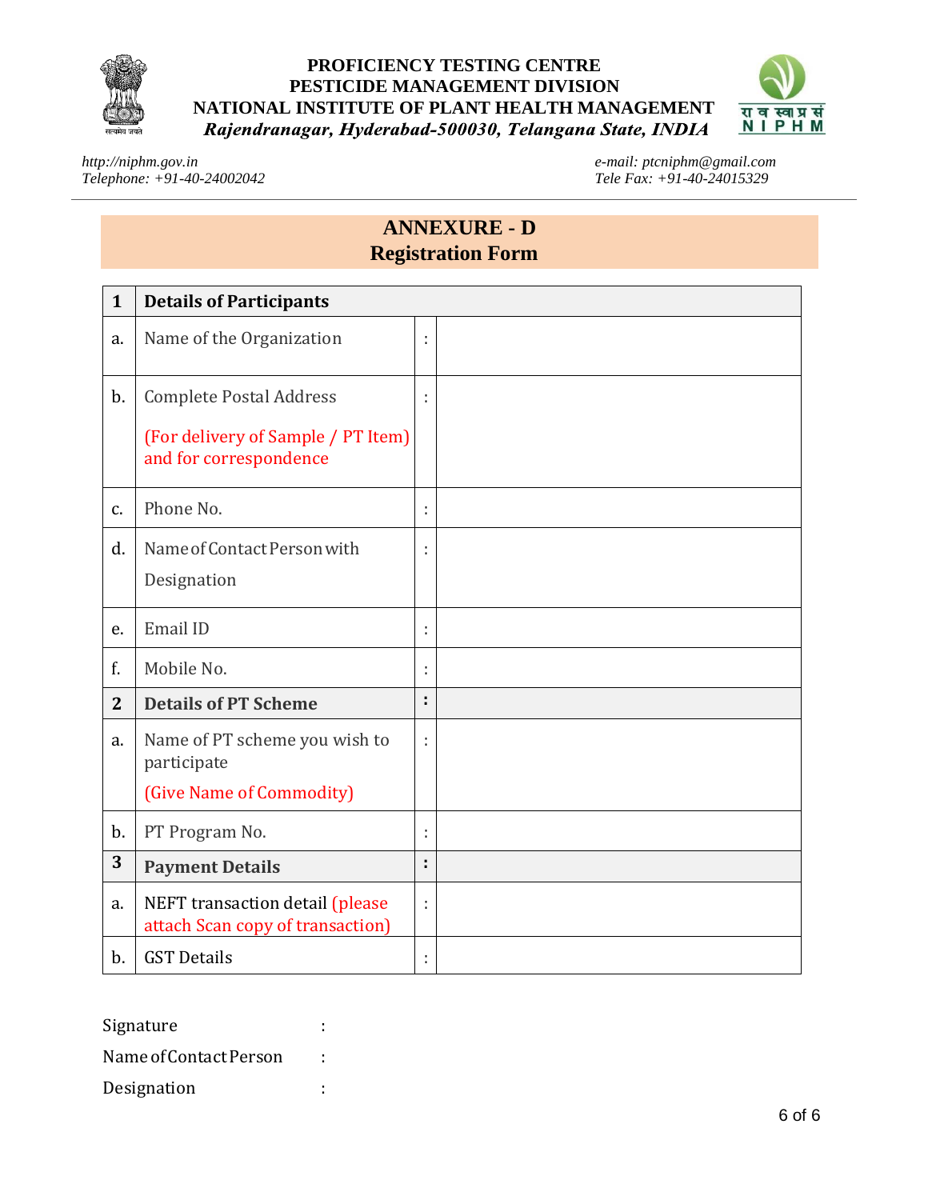**PROFICIENCY TESTING CENTRE**
**PESTICIDE MANAGEMENT DIVISION**
**NATIONAL INSTITUTE OF PLANT HEALTH MANAGEMENT**
***Rajendranagar, Hyderabad-500030, Telangana State, INDIA***

*http://niphm.gov.in*
*Telephone: +91-40-24002042*

*e-mail: ptcniphm@gmail.com*
*Tele Fax: +91-40-24015329*

## ANNEXURE - D
## Registration Form

| | | | |
|---|---|---|---|
| **1** | **Details of Participants** | | |
| a. | Name of the Organization | : | |
| b. | Complete Postal Address<br>(For delivery of Sample / PT Item) and for correspondence | : | |
| c. | Phone No. | : | |
| d. | Name of Contact Person with Designation | : | |
| e. | Email ID | : | |
| f. | Mobile No. | : | |
| **2** | **Details of PT Scheme** | **:** | |
| a. | Name of PT scheme you wish to participate<br>(Give Name of Commodity) | : | |
| b. | PT Program No. | : | |
| **3** | **Payment Details** | **:** | |
| a. | NEFT transaction detail (please attach Scan copy of transaction) | : | |
| b. | GST Details | : | |

Signature :

Name of Contact Person :

Designation :